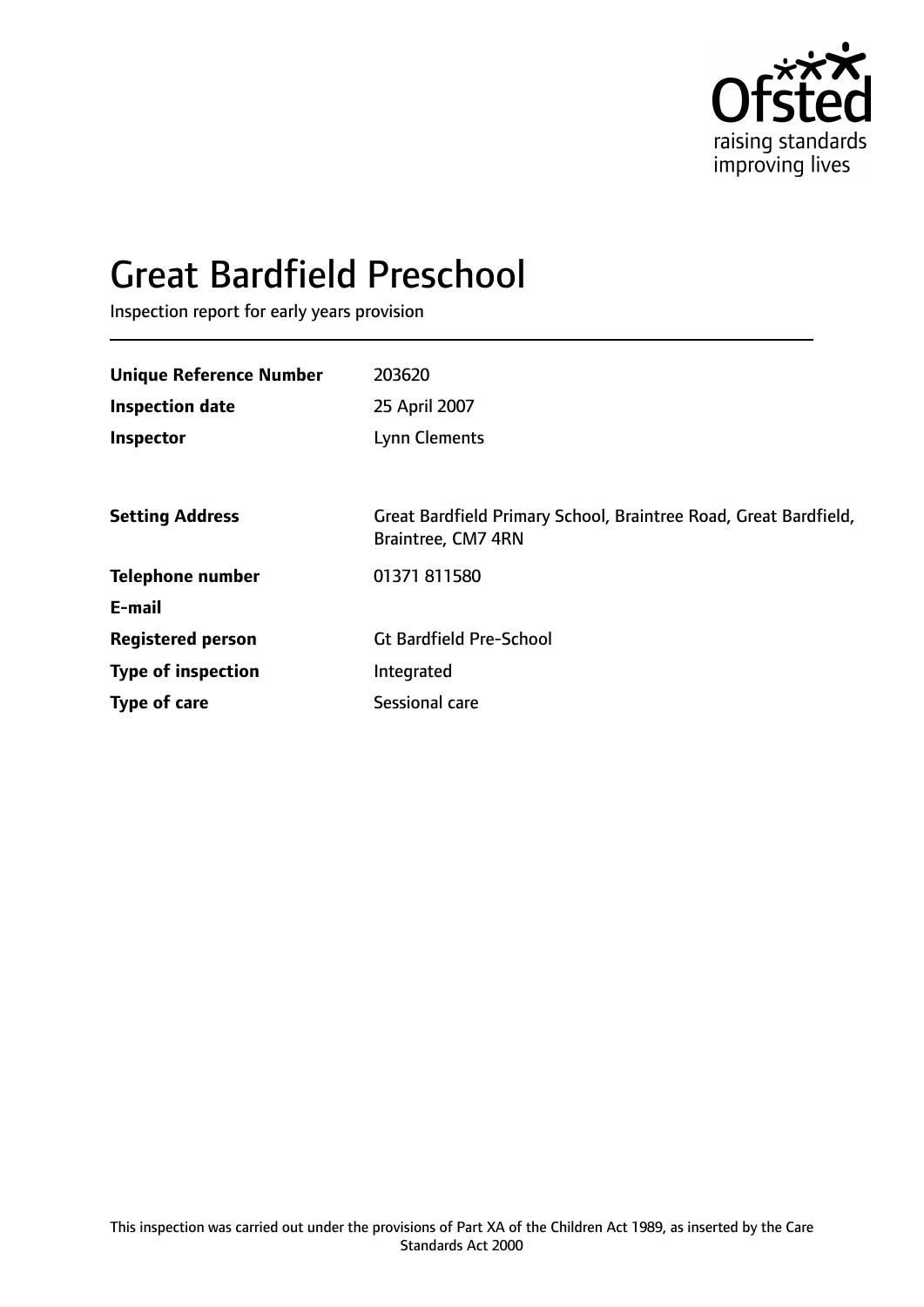Ofsted
raising standards
improving lives

# Great Bardfield Preschool

Inspection report for early years provision

| | |
|---|---|
| **Unique Reference Number** | 203620 |
| **Inspection date** | 25 April 2007 |
| **Inspector** | Lynn Clements |
| | |
| **Setting Address** | Great Bardfield Primary School, Braintree Road, Great Bardfield, Braintree, CM7 4RN |
| **Telephone number** | 01371 811580 |
| **E-mail** | |
| **Registered person** | Gt Bardfield Pre-School |
| **Type of inspection** | Integrated |
| **Type of care** | Sessional care |

This inspection was carried out under the provisions of Part XA of the Children Act 1989, as inserted by the Care Standards Act 2000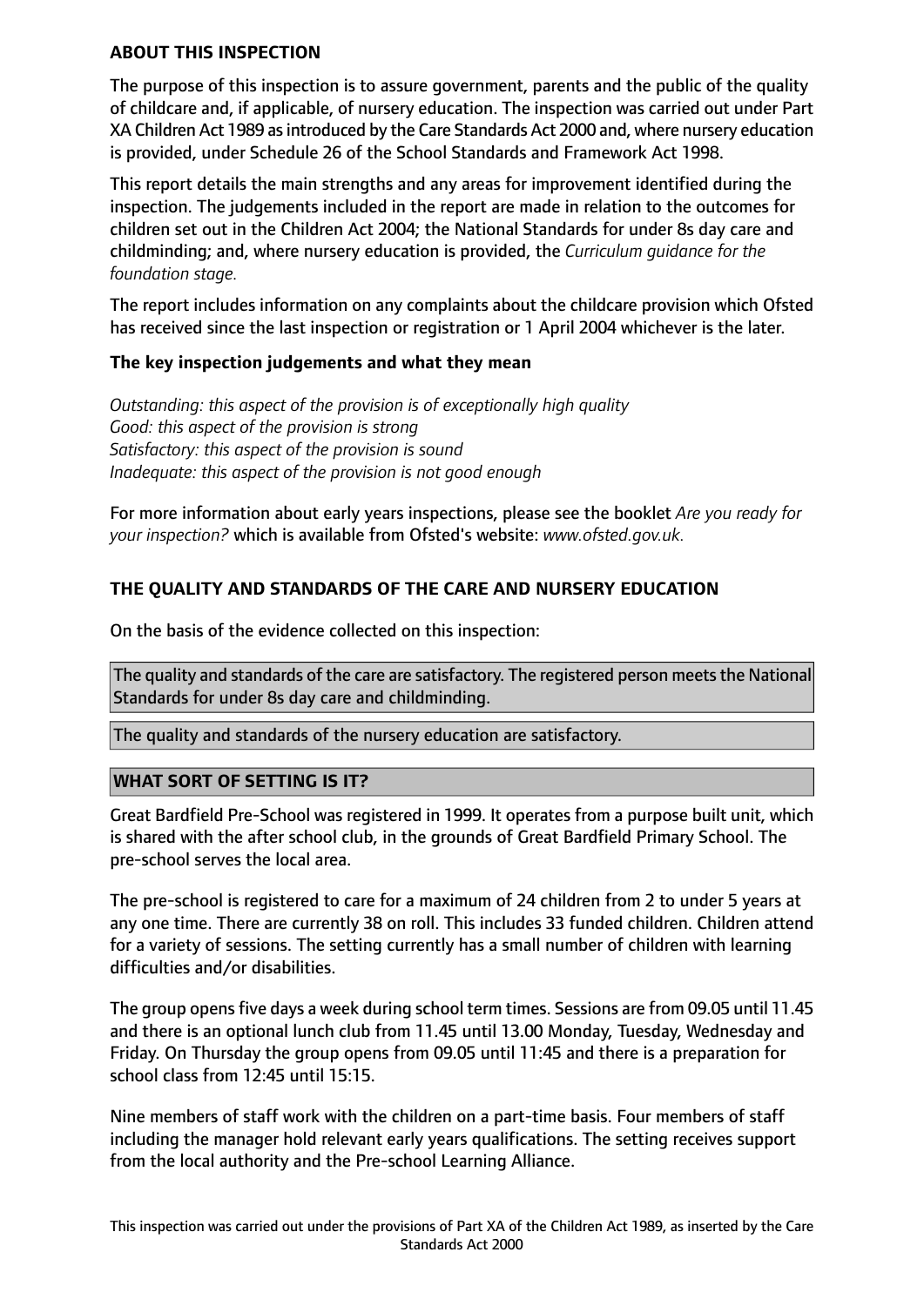**ABOUT THIS INSPECTION**

The purpose of this inspection is to assure government, parents and the public of the quality of childcare and, if applicable, of nursery education. The inspection was carried out under Part XA Children Act 1989 as introduced by the Care Standards Act 2000 and, where nursery education is provided, under Schedule 26 of the School Standards and Framework Act 1998.

This report details the main strengths and any areas for improvement identified during the inspection. The judgements included in the report are made in relation to the outcomes for children set out in the Children Act 2004; the National Standards for under 8s day care and childminding; and, where nursery education is provided, the *Curriculum guidance for the foundation stage.*

The report includes information on any complaints about the childcare provision which Ofsted has received since the last inspection or registration or 1 April 2004 whichever is the later.

**The key inspection judgements and what they mean**

*Outstanding: this aspect of the provision is of exceptionally high quality*
*Good: this aspect of the provision is strong*
*Satisfactory: this aspect of the provision is sound*
*Inadequate: this aspect of the provision is not good enough*

For more information about early years inspections, please see the booklet *Are you ready for your inspection?* which is available from Ofsted's website: *www.ofsted.gov.uk.*

**THE QUALITY AND STANDARDS OF THE CARE AND NURSERY EDUCATION**

On the basis of the evidence collected on this inspection:

The quality and standards of the care are satisfactory. The registered person meets the National Standards for under 8s day care and childminding.

The quality and standards of the nursery education are satisfactory.

**WHAT SORT OF SETTING IS IT?**

Great Bardfield Pre-School was registered in 1999. It operates from a purpose built unit, which is shared with the after school club, in the grounds of Great Bardfield Primary School. The pre-school serves the local area.

The pre-school is registered to care for a maximum of 24 children from 2 to under 5 years at any one time. There are currently 38 on roll. This includes 33 funded children. Children attend for a variety of sessions. The setting currently has a small number of children with learning difficulties and/or disabilities.

The group opens five days a week during school term times. Sessions are from 09.05 until 11.45 and there is an optional lunch club from 11.45 until 13.00 Monday, Tuesday, Wednesday and Friday. On Thursday the group opens from 09.05 until 11:45 and there is a preparation for school class from 12:45 until 15:15.

Nine members of staff work with the children on a part-time basis. Four members of staff including the manager hold relevant early years qualifications. The setting receives support from the local authority and the Pre-school Learning Alliance.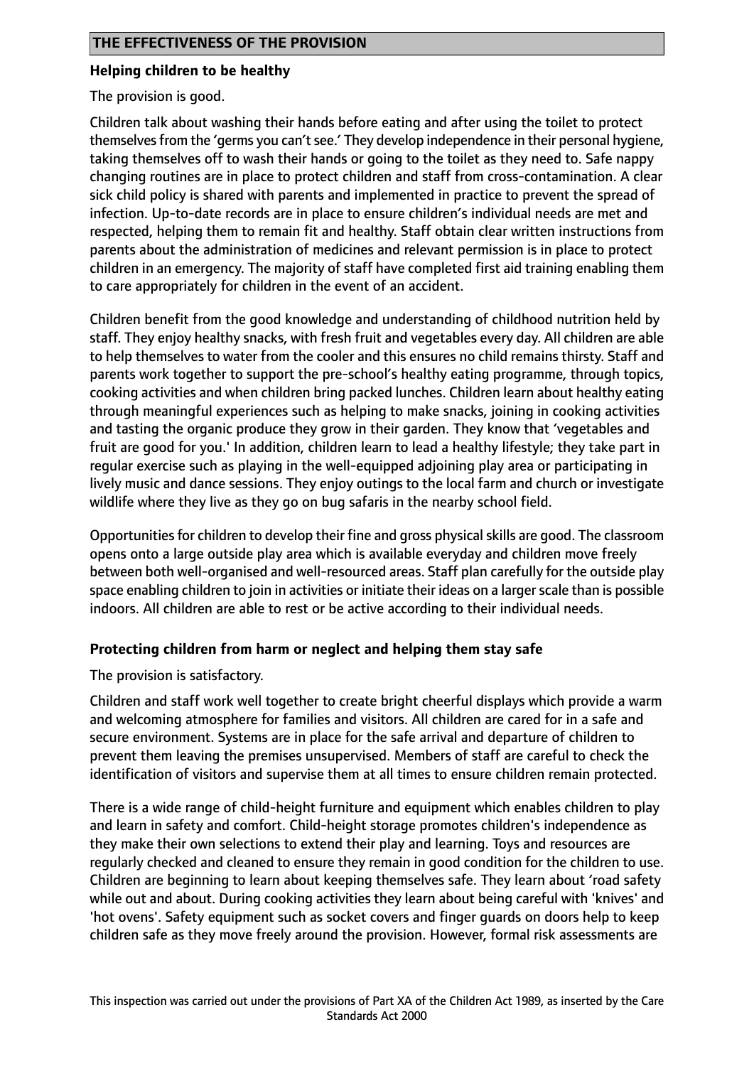## THE EFFECTIVENESS OF THE PROVISION

**Helping children to be healthy**

The provision is good.

Children talk about washing their hands before eating and after using the toilet to protect themselves from the 'germs you can't see.' They develop independence in their personal hygiene, taking themselves off to wash their hands or going to the toilet as they need to. Safe nappy changing routines are in place to protect children and staff from cross-contamination. A clear sick child policy is shared with parents and implemented in practice to prevent the spread of infection. Up-to-date records are in place to ensure children's individual needs are met and respected, helping them to remain fit and healthy. Staff obtain clear written instructions from parents about the administration of medicines and relevant permission is in place to protect children in an emergency. The majority of staff have completed first aid training enabling them to care appropriately for children in the event of an accident.

Children benefit from the good knowledge and understanding of childhood nutrition held by staff. They enjoy healthy snacks, with fresh fruit and vegetables every day. All children are able to help themselves to water from the cooler and this ensures no child remains thirsty. Staff and parents work together to support the pre-school's healthy eating programme, through topics, cooking activities and when children bring packed lunches. Children learn about healthy eating through meaningful experiences such as helping to make snacks, joining in cooking activities and tasting the organic produce they grow in their garden. They know that 'vegetables and fruit are good for you.' In addition, children learn to lead a healthy lifestyle; they take part in regular exercise such as playing in the well-equipped adjoining play area or participating in lively music and dance sessions. They enjoy outings to the local farm and church or investigate wildlife where they live as they go on bug safaris in the nearby school field.

Opportunities for children to develop their fine and gross physical skills are good. The classroom opens onto a large outside play area which is available everyday and children move freely between both well-organised and well-resourced areas. Staff plan carefully for the outside play space enabling children to join in activities or initiate their ideas on a larger scale than is possible indoors. All children are able to rest or be active according to their individual needs.

**Protecting children from harm or neglect and helping them stay safe**

The provision is satisfactory.

Children and staff work well together to create bright cheerful displays which provide a warm and welcoming atmosphere for families and visitors. All children are cared for in a safe and secure environment. Systems are in place for the safe arrival and departure of children to prevent them leaving the premises unsupervised. Members of staff are careful to check the identification of visitors and supervise them at all times to ensure children remain protected.

There is a wide range of child-height furniture and equipment which enables children to play and learn in safety and comfort. Child-height storage promotes children's independence as they make their own selections to extend their play and learning. Toys and resources are regularly checked and cleaned to ensure they remain in good condition for the children to use. Children are beginning to learn about keeping themselves safe. They learn about 'road safety while out and about. During cooking activities they learn about being careful with 'knives' and 'hot ovens'. Safety equipment such as socket covers and finger guards on doors help to keep children safe as they move freely around the provision. However, formal risk assessments are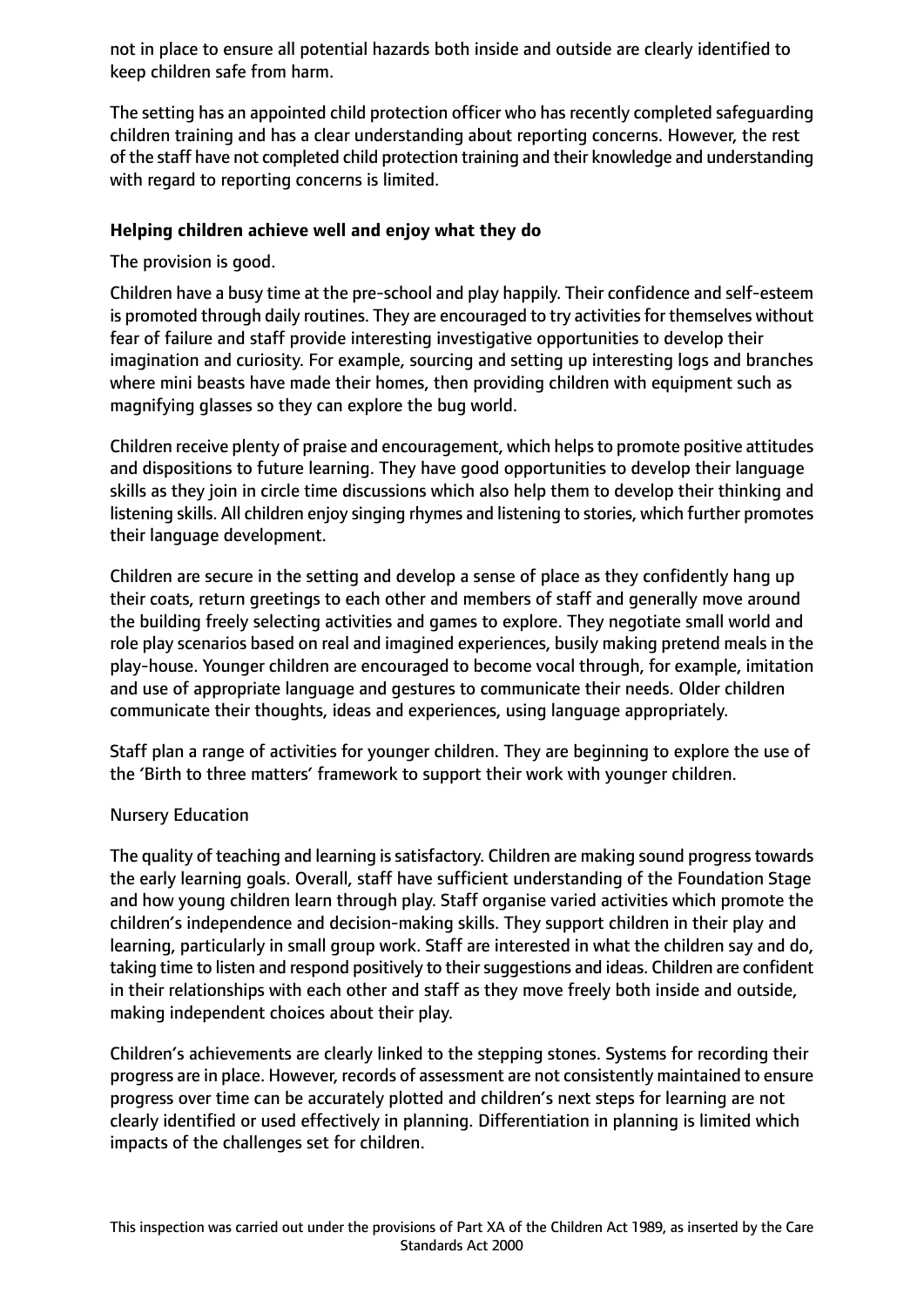not in place to ensure all potential hazards both inside and outside are clearly identified to keep children safe from harm.

The setting has an appointed child protection officer who has recently completed safeguarding children training and has a clear understanding about reporting concerns. However, the rest of the staff have not completed child protection training and their knowledge and understanding with regard to reporting concerns is limited.

### Helping children achieve well and enjoy what they do

The provision is good.

Children have a busy time at the pre-school and play happily. Their confidence and self-esteem is promoted through daily routines. They are encouraged to try activities for themselves without fear of failure and staff provide interesting investigative opportunities to develop their imagination and curiosity. For example, sourcing and setting up interesting logs and branches where mini beasts have made their homes, then providing children with equipment such as magnifying glasses so they can explore the bug world.

Children receive plenty of praise and encouragement, which helps to promote positive attitudes and dispositions to future learning. They have good opportunities to develop their language skills as they join in circle time discussions which also help them to develop their thinking and listening skills. All children enjoy singing rhymes and listening to stories, which further promotes their language development.

Children are secure in the setting and develop a sense of place as they confidently hang up their coats, return greetings to each other and members of staff and generally move around the building freely selecting activities and games to explore. They negotiate small world and role play scenarios based on real and imagined experiences, busily making pretend meals in the play-house. Younger children are encouraged to become vocal through, for example, imitation and use of appropriate language and gestures to communicate their needs. Older children communicate their thoughts, ideas and experiences, using language appropriately.

Staff plan a range of activities for younger children. They are beginning to explore the use of the 'Birth to three matters' framework to support their work with younger children.

Nursery Education

The quality of teaching and learning is satisfactory. Children are making sound progress towards the early learning goals. Overall, staff have sufficient understanding of the Foundation Stage and how young children learn through play. Staff organise varied activities which promote the children's independence and decision-making skills. They support children in their play and learning, particularly in small group work. Staff are interested in what the children say and do, taking time to listen and respond positively to their suggestions and ideas. Children are confident in their relationships with each other and staff as they move freely both inside and outside, making independent choices about their play.

Children's achievements are clearly linked to the stepping stones. Systems for recording their progress are in place. However, records of assessment are not consistently maintained to ensure progress over time can be accurately plotted and children's next steps for learning are not clearly identified or used effectively in planning. Differentiation in planning is limited which impacts of the challenges set for children.

This inspection was carried out under the provisions of Part XA of the Children Act 1989, as inserted by the Care Standards Act 2000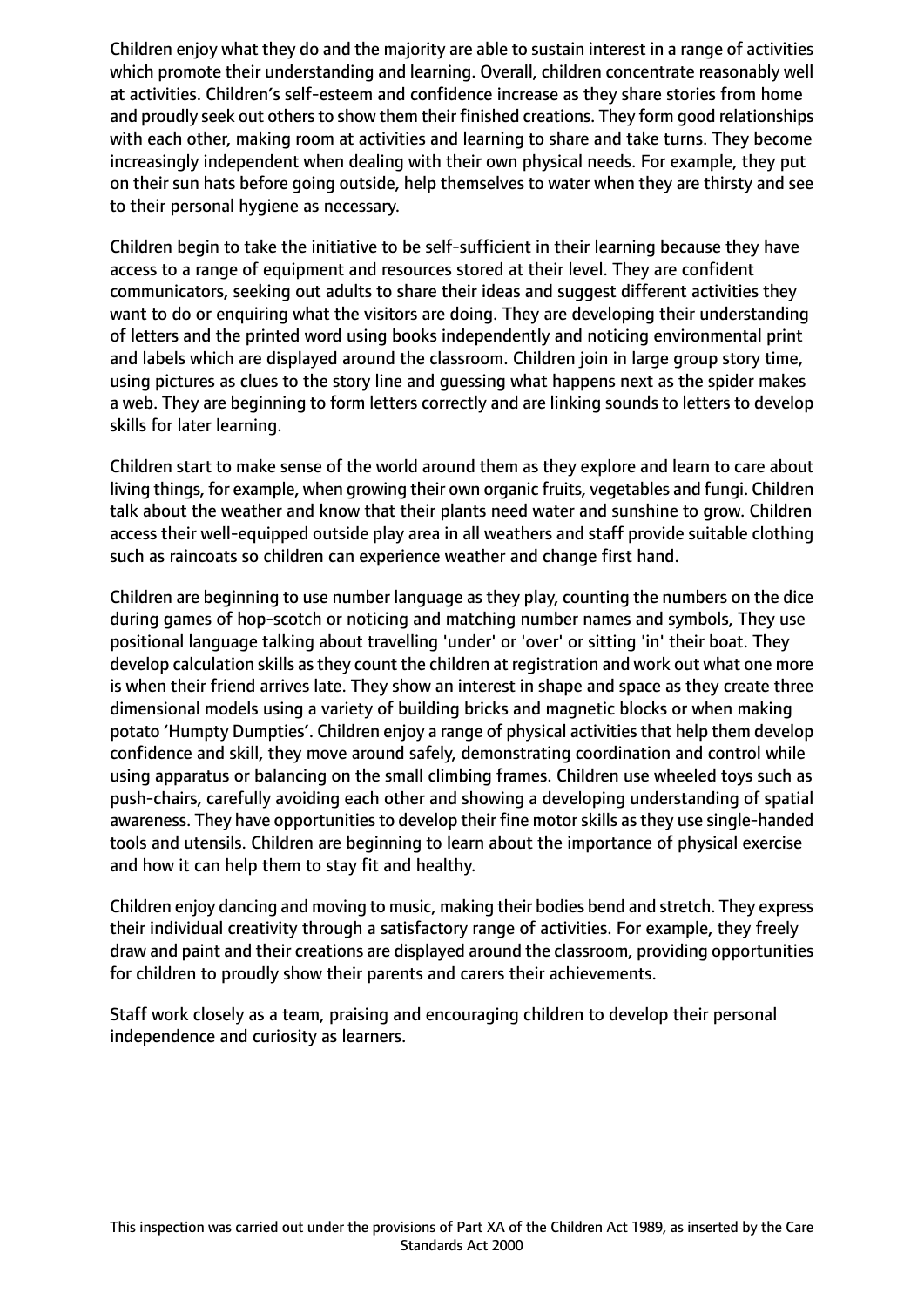Children enjoy what they do and the majority are able to sustain interest in a range of activities which promote their understanding and learning. Overall, children concentrate reasonably well at activities. Children's self-esteem and confidence increase as they share stories from home and proudly seek out others to show them their finished creations. They form good relationships with each other, making room at activities and learning to share and take turns. They become increasingly independent when dealing with their own physical needs. For example, they put on their sun hats before going outside, help themselves to water when they are thirsty and see to their personal hygiene as necessary.

Children begin to take the initiative to be self-sufficient in their learning because they have access to a range of equipment and resources stored at their level. They are confident communicators, seeking out adults to share their ideas and suggest different activities they want to do or enquiring what the visitors are doing. They are developing their understanding of letters and the printed word using books independently and noticing environmental print and labels which are displayed around the classroom. Children join in large group story time, using pictures as clues to the story line and guessing what happens next as the spider makes a web. They are beginning to form letters correctly and are linking sounds to letters to develop skills for later learning.

Children start to make sense of the world around them as they explore and learn to care about living things, for example, when growing their own organic fruits, vegetables and fungi. Children talk about the weather and know that their plants need water and sunshine to grow. Children access their well-equipped outside play area in all weathers and staff provide suitable clothing such as raincoats so children can experience weather and change first hand.

Children are beginning to use number language as they play, counting the numbers on the dice during games of hop-scotch or noticing and matching number names and symbols, They use positional language talking about travelling 'under' or 'over' or sitting 'in' their boat. They develop calculation skills as they count the children at registration and work out what one more is when their friend arrives late. They show an interest in shape and space as they create three dimensional models using a variety of building bricks and magnetic blocks or when making potato 'Humpty Dumpties'. Children enjoy a range of physical activities that help them develop confidence and skill, they move around safely, demonstrating coordination and control while using apparatus or balancing on the small climbing frames. Children use wheeled toys such as push-chairs, carefully avoiding each other and showing a developing understanding of spatial awareness. They have opportunities to develop their fine motor skills as they use single-handed tools and utensils. Children are beginning to learn about the importance of physical exercise and how it can help them to stay fit and healthy.

Children enjoy dancing and moving to music, making their bodies bend and stretch. They express their individual creativity through a satisfactory range of activities. For example, they freely draw and paint and their creations are displayed around the classroom, providing opportunities for children to proudly show their parents and carers their achievements.

Staff work closely as a team, praising and encouraging children to develop their personal independence and curiosity as learners.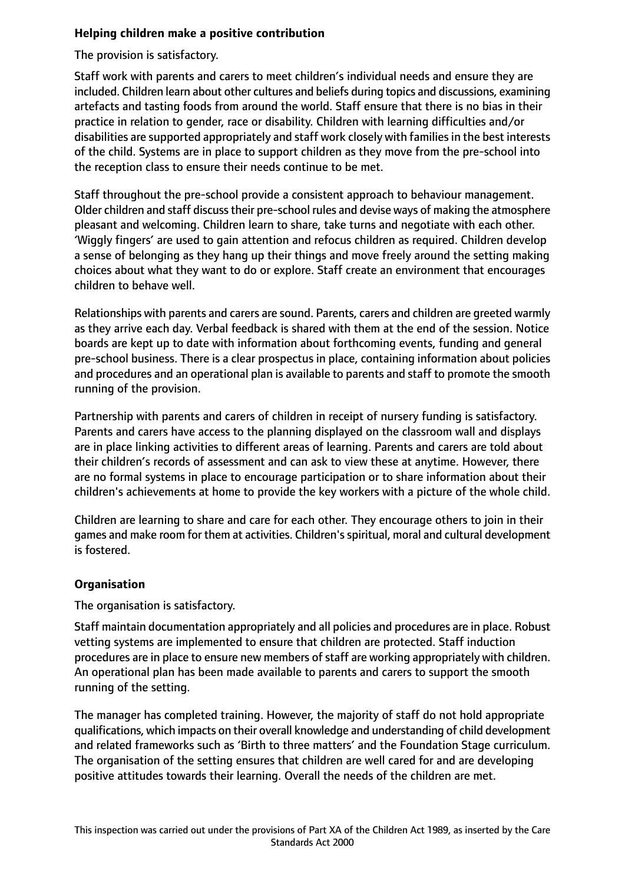**Helping children make a positive contribution**

The provision is satisfactory.

Staff work with parents and carers to meet children's individual needs and ensure they are included. Children learn about other cultures and beliefs during topics and discussions, examining artefacts and tasting foods from around the world. Staff ensure that there is no bias in their practice in relation to gender, race or disability. Children with learning difficulties and/or disabilities are supported appropriately and staff work closely with families in the best interests of the child. Systems are in place to support children as they move from the pre-school into the reception class to ensure their needs continue to be met.

Staff throughout the pre-school provide a consistent approach to behaviour management. Older children and staff discuss their pre-school rules and devise ways of making the atmosphere pleasant and welcoming. Children learn to share, take turns and negotiate with each other. 'Wiggly fingers' are used to gain attention and refocus children as required. Children develop a sense of belonging as they hang up their things and move freely around the setting making choices about what they want to do or explore. Staff create an environment that encourages children to behave well.

Relationships with parents and carers are sound. Parents, carers and children are greeted warmly as they arrive each day. Verbal feedback is shared with them at the end of the session. Notice boards are kept up to date with information about forthcoming events, funding and general pre-school business. There is a clear prospectus in place, containing information about policies and procedures and an operational plan is available to parents and staff to promote the smooth running of the provision.

Partnership with parents and carers of children in receipt of nursery funding is satisfactory. Parents and carers have access to the planning displayed on the classroom wall and displays are in place linking activities to different areas of learning. Parents and carers are told about their children's records of assessment and can ask to view these at anytime. However, there are no formal systems in place to encourage participation or to share information about their children's achievements at home to provide the key workers with a picture of the whole child.

Children are learning to share and care for each other. They encourage others to join in their games and make room for them at activities. Children's spiritual, moral and cultural development is fostered.

**Organisation**

The organisation is satisfactory.

Staff maintain documentation appropriately and all policies and procedures are in place. Robust vetting systems are implemented to ensure that children are protected. Staff induction procedures are in place to ensure new members of staff are working appropriately with children. An operational plan has been made available to parents and carers to support the smooth running of the setting.

The manager has completed training. However, the majority of staff do not hold appropriate qualifications, which impacts on their overall knowledge and understanding of child development and related frameworks such as 'Birth to three matters' and the Foundation Stage curriculum. The organisation of the setting ensures that children are well cared for and are developing positive attitudes towards their learning. Overall the needs of the children are met.

This inspection was carried out under the provisions of Part XA of the Children Act 1989, as inserted by the Care Standards Act 2000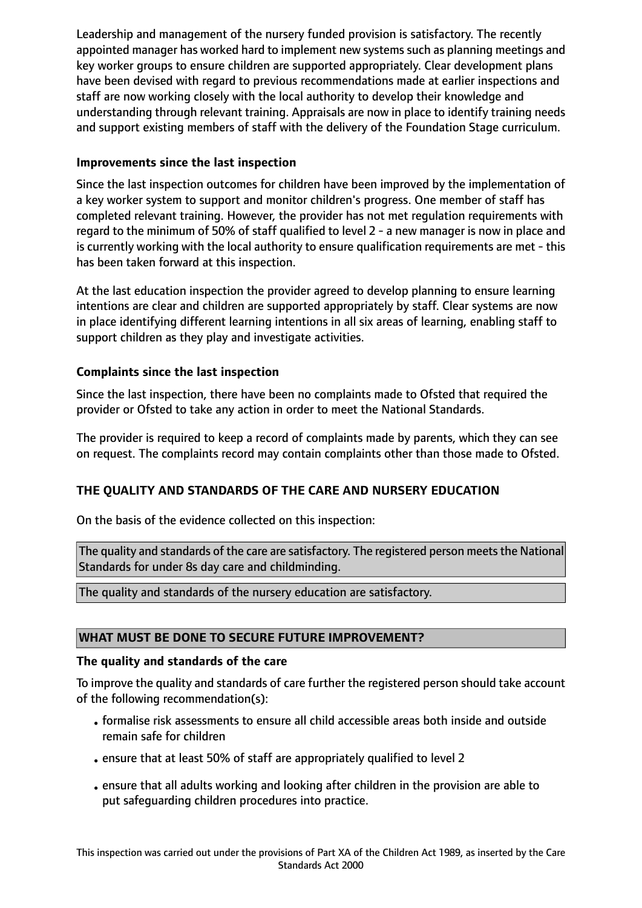Leadership and management of the nursery funded provision is satisfactory. The recently appointed manager has worked hard to implement new systems such as planning meetings and key worker groups to ensure children are supported appropriately. Clear development plans have been devised with regard to previous recommendations made at earlier inspections and staff are now working closely with the local authority to develop their knowledge and understanding through relevant training. Appraisals are now in place to identify training needs and support existing members of staff with the delivery of the Foundation Stage curriculum.

### Improvements since the last inspection

Since the last inspection outcomes for children have been improved by the implementation of a key worker system to support and monitor children's progress. One member of staff has completed relevant training. However, the provider has not met regulation requirements with regard to the minimum of 50% of staff qualified to level 2 - a new manager is now in place and is currently working with the local authority to ensure qualification requirements are met - this has been taken forward at this inspection.

At the last education inspection the provider agreed to develop planning to ensure learning intentions are clear and children are supported appropriately by staff. Clear systems are now in place identifying different learning intentions in all six areas of learning, enabling staff to support children as they play and investigate activities.

### Complaints since the last inspection

Since the last inspection, there have been no complaints made to Ofsted that required the provider or Ofsted to take any action in order to meet the National Standards.

The provider is required to keep a record of complaints made by parents, which they can see on request. The complaints record may contain complaints other than those made to Ofsted.

## THE QUALITY AND STANDARDS OF THE CARE AND NURSERY EDUCATION

On the basis of the evidence collected on this inspection:

The quality and standards of the care are satisfactory. The registered person meets the National Standards for under 8s day care and childminding.

The quality and standards of the nursery education are satisfactory.

## WHAT MUST BE DONE TO SECURE FUTURE IMPROVEMENT?

### The quality and standards of the care

To improve the quality and standards of care further the registered person should take account of the following recommendation(s):

- formalise risk assessments to ensure all child accessible areas both inside and outside remain safe for children
- ensure that at least 50% of staff are appropriately qualified to level 2
- ensure that all adults working and looking after children in the provision are able to put safeguarding children procedures into practice.

This inspection was carried out under the provisions of Part XA of the Children Act 1989, as inserted by the Care Standards Act 2000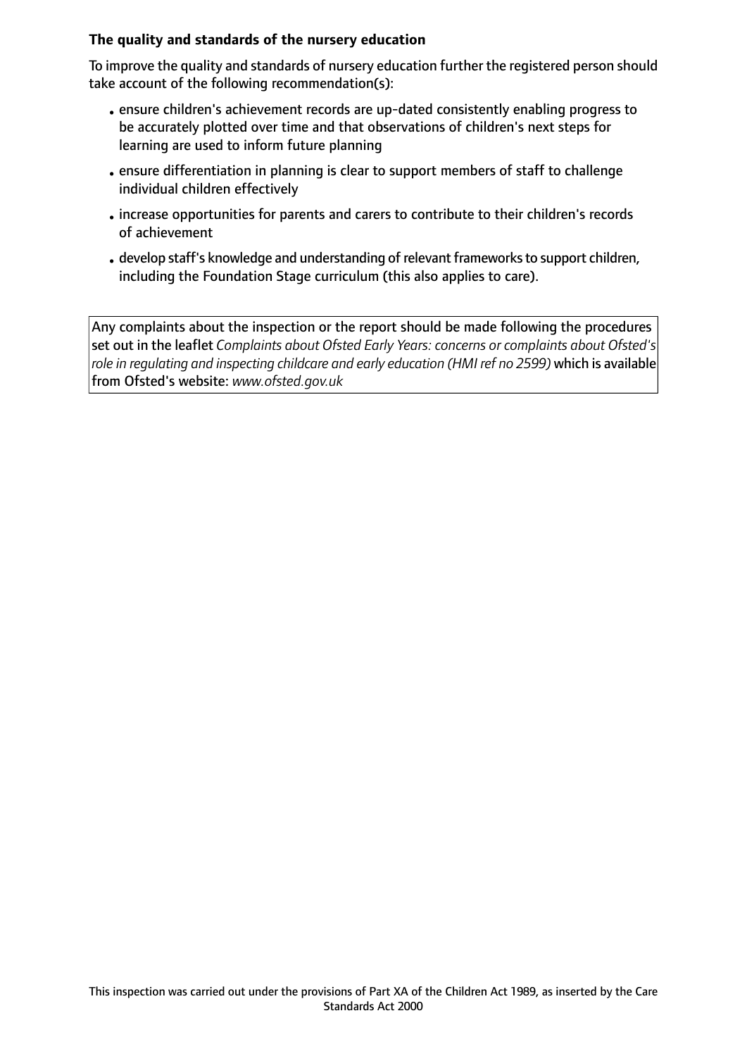**The quality and standards of the nursery education**

To improve the quality and standards of nursery education further the registered person should take account of the following recommendation(s):

- ensure children's achievement records are up-dated consistently enabling progress to be accurately plotted over time and that observations of children's next steps for learning are used to inform future planning
- ensure differentiation in planning is clear to support members of staff to challenge individual children effectively
- increase opportunities for parents and carers to contribute to their children's records of achievement
- develop staff's knowledge and understanding of relevant frameworks to support children, including the Foundation Stage curriculum (this also applies to care).

Any complaints about the inspection or the report should be made following the procedures set out in the leaflet *Complaints about Ofsted Early Years: concerns or complaints about Ofsted's role in regulating and inspecting childcare and early education (HMI ref no 2599)* which is available from Ofsted's website: *www.ofsted.gov.uk*

This inspection was carried out under the provisions of Part XA of the Children Act 1989, as inserted by the Care Standards Act 2000